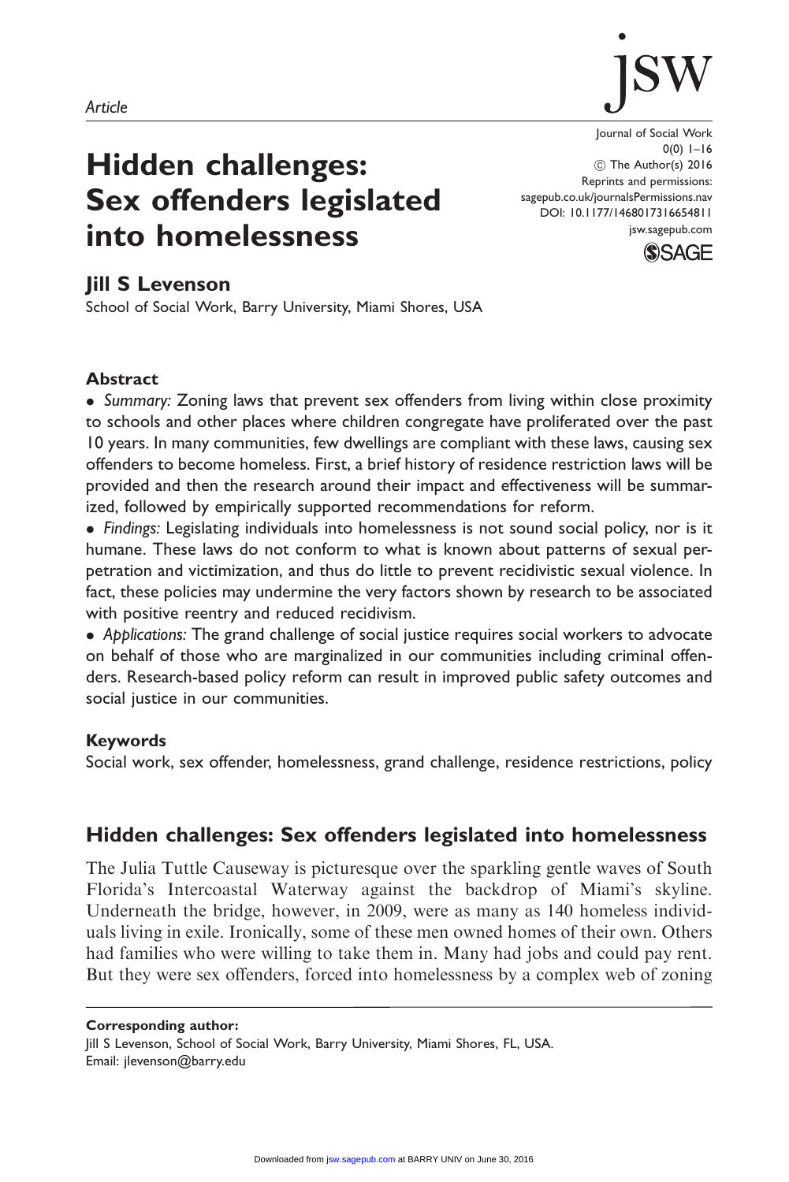*Article*

# Hidden challenges: Sex offenders legislated into homelessness

Journal of Social Work
0(0) 1–16
© The Author(s) 2016
Reprints and permissions: sagepub.co.uk/journalsPermissions.nav
DOI: 10.1177/1468017316654811
jsw.sagepub.com

**Jill S Levenson**
School of Social Work, Barry University, Miami Shores, USA

### Abstract

- *Summary:* Zoning laws that prevent sex offenders from living within close proximity to schools and other places where children congregate have proliferated over the past 10 years. In many communities, few dwellings are compliant with these laws, causing sex offenders to become homeless. First, a brief history of residence restriction laws will be provided and then the research around their impact and effectiveness will be summarized, followed by empirically supported recommendations for reform.
- *Findings:* Legislating individuals into homelessness is not sound social policy, nor is it humane. These laws do not conform to what is known about patterns of sexual perpetration and victimization, and thus do little to prevent recidivistic sexual violence. In fact, these policies may undermine the very factors shown by research to be associated with positive reentry and reduced recidivism.
- *Applications:* The grand challenge of social justice requires social workers to advocate on behalf of those who are marginalized in our communities including criminal offenders. Research-based policy reform can result in improved public safety outcomes and social justice in our communities.

### Keywords

Social work, sex offender, homelessness, grand challenge, residence restrictions, policy

## Hidden challenges: Sex offenders legislated into homelessness

The Julia Tuttle Causeway is picturesque over the sparkling gentle waves of South Florida's Intercoastal Waterway against the backdrop of Miami's skyline. Underneath the bridge, however, in 2009, were as many as 140 homeless individuals living in exile. Ironically, some of these men owned homes of their own. Others had families who were willing to take them in. Many had jobs and could pay rent. But they were sex offenders, forced into homelessness by a complex web of zoning

**Corresponding author:**
Jill S Levenson, School of Social Work, Barry University, Miami Shores, FL, USA.
Email: jlevenson@barry.edu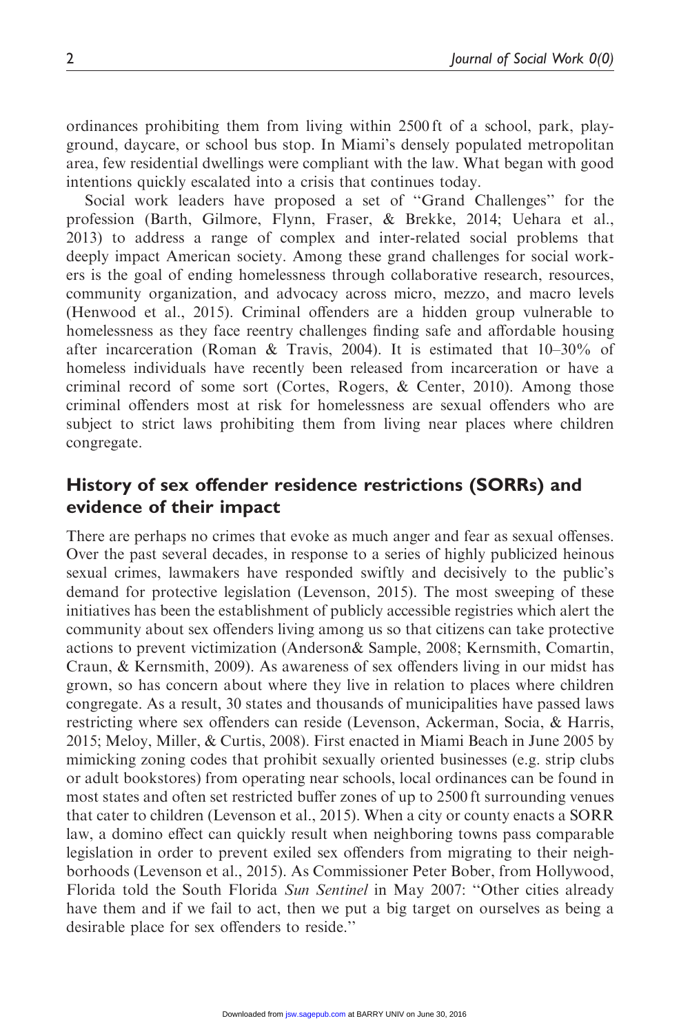ordinances prohibiting them from living within 2500 ft of a school, park, playground, daycare, or school bus stop. In Miami's densely populated metropolitan area, few residential dwellings were compliant with the law. What began with good intentions quickly escalated into a crisis that continues today.

Social work leaders have proposed a set of "Grand Challenges" for the profession (Barth, Gilmore, Flynn, Fraser, & Brekke, 2014; Uehara et al., 2013) to address a range of complex and inter-related social problems that deeply impact American society. Among these grand challenges for social workers is the goal of ending homelessness through collaborative research, resources, community organization, and advocacy across micro, mezzo, and macro levels (Henwood et al., 2015). Criminal offenders are a hidden group vulnerable to homelessness as they face reentry challenges finding safe and affordable housing after incarceration (Roman & Travis, 2004). It is estimated that 10–30% of homeless individuals have recently been released from incarceration or have a criminal record of some sort (Cortes, Rogers, & Center, 2010). Among those criminal offenders most at risk for homelessness are sexual offenders who are subject to strict laws prohibiting them from living near places where children congregate.

## History of sex offender residence restrictions (SORRs) and evidence of their impact

There are perhaps no crimes that evoke as much anger and fear as sexual offenses. Over the past several decades, in response to a series of highly publicized heinous sexual crimes, lawmakers have responded swiftly and decisively to the public's demand for protective legislation (Levenson, 2015). The most sweeping of these initiatives has been the establishment of publicly accessible registries which alert the community about sex offenders living among us so that citizens can take protective actions to prevent victimization (Anderson& Sample, 2008; Kernsmith, Comartin, Craun, & Kernsmith, 2009). As awareness of sex offenders living in our midst has grown, so has concern about where they live in relation to places where children congregate. As a result, 30 states and thousands of municipalities have passed laws restricting where sex offenders can reside (Levenson, Ackerman, Socia, & Harris, 2015; Meloy, Miller, & Curtis, 2008). First enacted in Miami Beach in June 2005 by mimicking zoning codes that prohibit sexually oriented businesses (e.g. strip clubs or adult bookstores) from operating near schools, local ordinances can be found in most states and often set restricted buffer zones of up to 2500 ft surrounding venues that cater to children (Levenson et al., 2015). When a city or county enacts a SORR law, a domino effect can quickly result when neighboring towns pass comparable legislation in order to prevent exiled sex offenders from migrating to their neighborhoods (Levenson et al., 2015). As Commissioner Peter Bober, from Hollywood, Florida told the South Florida *Sun Sentinel* in May 2007: "Other cities already have them and if we fail to act, then we put a big target on ourselves as being a desirable place for sex offenders to reside."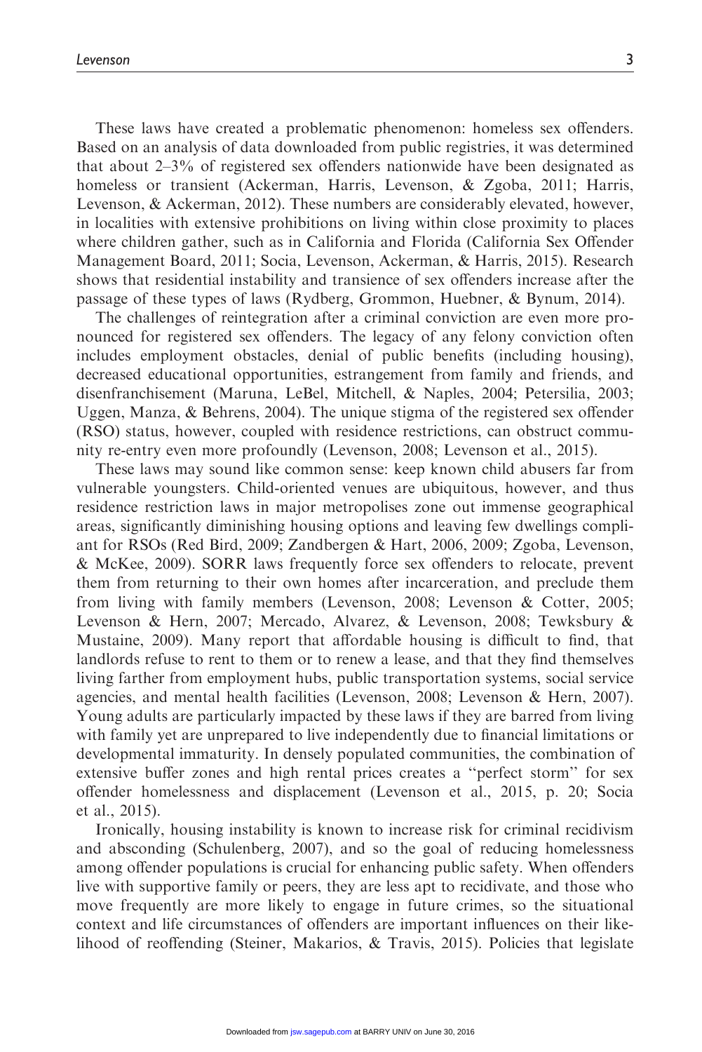These laws have created a problematic phenomenon: homeless sex offenders. Based on an analysis of data downloaded from public registries, it was determined that about 2–3% of registered sex offenders nationwide have been designated as homeless or transient (Ackerman, Harris, Levenson, & Zgoba, 2011; Harris, Levenson, & Ackerman, 2012). These numbers are considerably elevated, however, in localities with extensive prohibitions on living within close proximity to places where children gather, such as in California and Florida (California Sex Offender Management Board, 2011; Socia, Levenson, Ackerman, & Harris, 2015). Research shows that residential instability and transience of sex offenders increase after the passage of these types of laws (Rydberg, Grommon, Huebner, & Bynum, 2014).

The challenges of reintegration after a criminal conviction are even more pronounced for registered sex offenders. The legacy of any felony conviction often includes employment obstacles, denial of public benefits (including housing), decreased educational opportunities, estrangement from family and friends, and disenfranchisement (Maruna, LeBel, Mitchell, & Naples, 2004; Petersilia, 2003; Uggen, Manza, & Behrens, 2004). The unique stigma of the registered sex offender (RSO) status, however, coupled with residence restrictions, can obstruct community re-entry even more profoundly (Levenson, 2008; Levenson et al., 2015).

These laws may sound like common sense: keep known child abusers far from vulnerable youngsters. Child-oriented venues are ubiquitous, however, and thus residence restriction laws in major metropolises zone out immense geographical areas, significantly diminishing housing options and leaving few dwellings compliant for RSOs (Red Bird, 2009; Zandbergen & Hart, 2006, 2009; Zgoba, Levenson, & McKee, 2009). SORR laws frequently force sex offenders to relocate, prevent them from returning to their own homes after incarceration, and preclude them from living with family members (Levenson, 2008; Levenson & Cotter, 2005; Levenson & Hern, 2007; Mercado, Alvarez, & Levenson, 2008; Tewksbury & Mustaine, 2009). Many report that affordable housing is difficult to find, that landlords refuse to rent to them or to renew a lease, and that they find themselves living farther from employment hubs, public transportation systems, social service agencies, and mental health facilities (Levenson, 2008; Levenson & Hern, 2007). Young adults are particularly impacted by these laws if they are barred from living with family yet are unprepared to live independently due to financial limitations or developmental immaturity. In densely populated communities, the combination of extensive buffer zones and high rental prices creates a "perfect storm" for sex offender homelessness and displacement (Levenson et al., 2015, p. 20; Socia et al., 2015).

Ironically, housing instability is known to increase risk for criminal recidivism and absconding (Schulenberg, 2007), and so the goal of reducing homelessness among offender populations is crucial for enhancing public safety. When offenders live with supportive family or peers, they are less apt to recidivate, and those who move frequently are more likely to engage in future crimes, so the situational context and life circumstances of offenders are important influences on their likelihood of reoffending (Steiner, Makarios, & Travis, 2015). Policies that legislate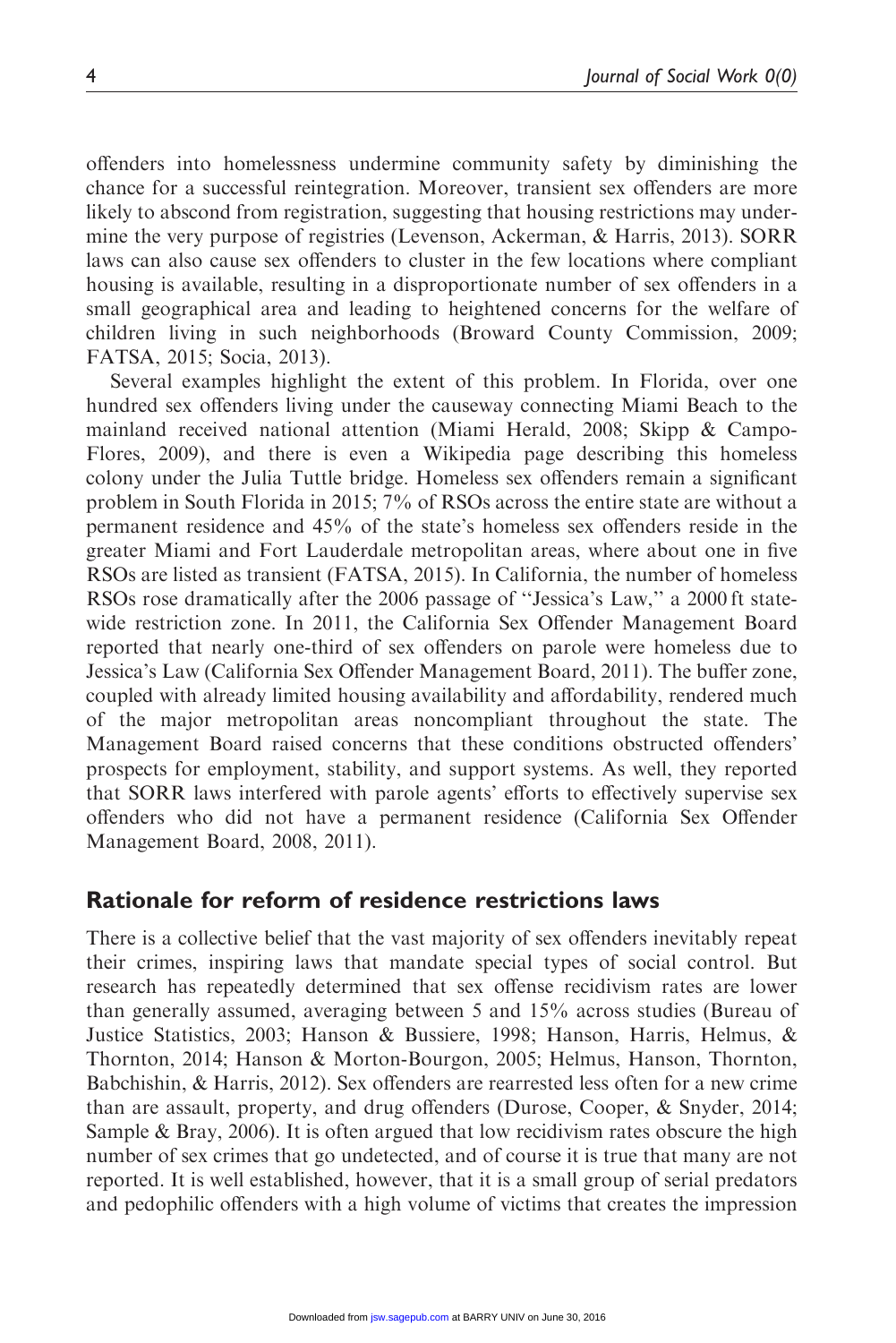offenders into homelessness undermine community safety by diminishing the chance for a successful reintegration. Moreover, transient sex offenders are more likely to abscond from registration, suggesting that housing restrictions may undermine the very purpose of registries (Levenson, Ackerman, & Harris, 2013). SORR laws can also cause sex offenders to cluster in the few locations where compliant housing is available, resulting in a disproportionate number of sex offenders in a small geographical area and leading to heightened concerns for the welfare of children living in such neighborhoods (Broward County Commission, 2009; FATSA, 2015; Socia, 2013).

Several examples highlight the extent of this problem. In Florida, over one hundred sex offenders living under the causeway connecting Miami Beach to the mainland received national attention (Miami Herald, 2008; Skipp & Campo-Flores, 2009), and there is even a Wikipedia page describing this homeless colony under the Julia Tuttle bridge. Homeless sex offenders remain a significant problem in South Florida in 2015; 7% of RSOs across the entire state are without a permanent residence and 45% of the state's homeless sex offenders reside in the greater Miami and Fort Lauderdale metropolitan areas, where about one in five RSOs are listed as transient (FATSA, 2015). In California, the number of homeless RSOs rose dramatically after the 2006 passage of "Jessica's Law," a 2000 ft statewide restriction zone. In 2011, the California Sex Offender Management Board reported that nearly one-third of sex offenders on parole were homeless due to Jessica's Law (California Sex Offender Management Board, 2011). The buffer zone, coupled with already limited housing availability and affordability, rendered much of the major metropolitan areas noncompliant throughout the state. The Management Board raised concerns that these conditions obstructed offenders' prospects for employment, stability, and support systems. As well, they reported that SORR laws interfered with parole agents' efforts to effectively supervise sex offenders who did not have a permanent residence (California Sex Offender Management Board, 2008, 2011).

## Rationale for reform of residence restrictions laws

There is a collective belief that the vast majority of sex offenders inevitably repeat their crimes, inspiring laws that mandate special types of social control. But research has repeatedly determined that sex offense recidivism rates are lower than generally assumed, averaging between 5 and 15% across studies (Bureau of Justice Statistics, 2003; Hanson & Bussiere, 1998; Hanson, Harris, Helmus, & Thornton, 2014; Hanson & Morton-Bourgon, 2005; Helmus, Hanson, Thornton, Babchishin, & Harris, 2012). Sex offenders are rearrested less often for a new crime than are assault, property, and drug offenders (Durose, Cooper, & Snyder, 2014; Sample & Bray, 2006). It is often argued that low recidivism rates obscure the high number of sex crimes that go undetected, and of course it is true that many are not reported. It is well established, however, that it is a small group of serial predators and pedophilic offenders with a high volume of victims that creates the impression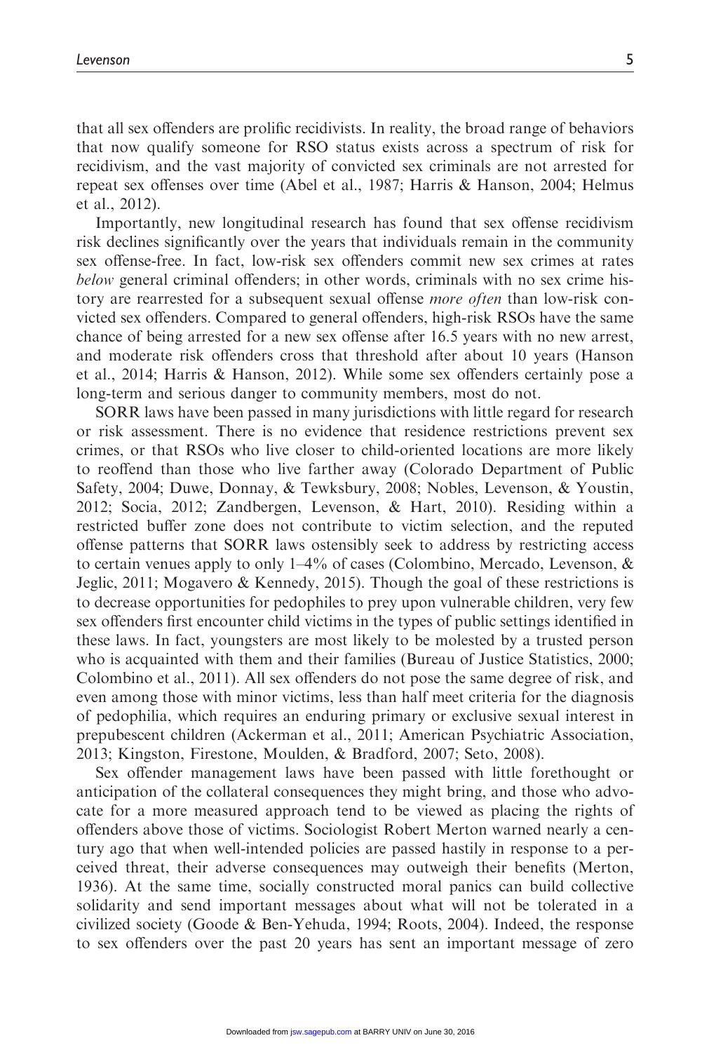that all sex offenders are prolific recidivists. In reality, the broad range of behaviors that now qualify someone for RSO status exists across a spectrum of risk for recidivism, and the vast majority of convicted sex criminals are not arrested for repeat sex offenses over time (Abel et al., 1987; Harris & Hanson, 2004; Helmus et al., 2012).

Importantly, new longitudinal research has found that sex offense recidivism risk declines significantly over the years that individuals remain in the community sex offense-free. In fact, low-risk sex offenders commit new sex crimes at rates *below* general criminal offenders; in other words, criminals with no sex crime history are rearrested for a subsequent sexual offense *more often* than low-risk convicted sex offenders. Compared to general offenders, high-risk RSOs have the same chance of being arrested for a new sex offense after 16.5 years with no new arrest, and moderate risk offenders cross that threshold after about 10 years (Hanson et al., 2014; Harris & Hanson, 2012). While some sex offenders certainly pose a long-term and serious danger to community members, most do not.

SORR laws have been passed in many jurisdictions with little regard for research or risk assessment. There is no evidence that residence restrictions prevent sex crimes, or that RSOs who live closer to child-oriented locations are more likely to reoffend than those who live farther away (Colorado Department of Public Safety, 2004; Duwe, Donnay, & Tewksbury, 2008; Nobles, Levenson, & Youstin, 2012; Socia, 2012; Zandbergen, Levenson, & Hart, 2010). Residing within a restricted buffer zone does not contribute to victim selection, and the reputed offense patterns that SORR laws ostensibly seek to address by restricting access to certain venues apply to only 1–4% of cases (Colombino, Mercado, Levenson, & Jeglic, 2011; Mogavero & Kennedy, 2015). Though the goal of these restrictions is to decrease opportunities for pedophiles to prey upon vulnerable children, very few sex offenders first encounter child victims in the types of public settings identified in these laws. In fact, youngsters are most likely to be molested by a trusted person who is acquainted with them and their families (Bureau of Justice Statistics, 2000; Colombino et al., 2011). All sex offenders do not pose the same degree of risk, and even among those with minor victims, less than half meet criteria for the diagnosis of pedophilia, which requires an enduring primary or exclusive sexual interest in prepubescent children (Ackerman et al., 2011; American Psychiatric Association, 2013; Kingston, Firestone, Moulden, & Bradford, 2007; Seto, 2008).

Sex offender management laws have been passed with little forethought or anticipation of the collateral consequences they might bring, and those who advocate for a more measured approach tend to be viewed as placing the rights of offenders above those of victims. Sociologist Robert Merton warned nearly a century ago that when well-intended policies are passed hastily in response to a perceived threat, their adverse consequences may outweigh their benefits (Merton, 1936). At the same time, socially constructed moral panics can build collective solidarity and send important messages about what will not be tolerated in a civilized society (Goode & Ben-Yehuda, 1994; Roots, 2004). Indeed, the response to sex offenders over the past 20 years has sent an important message of zero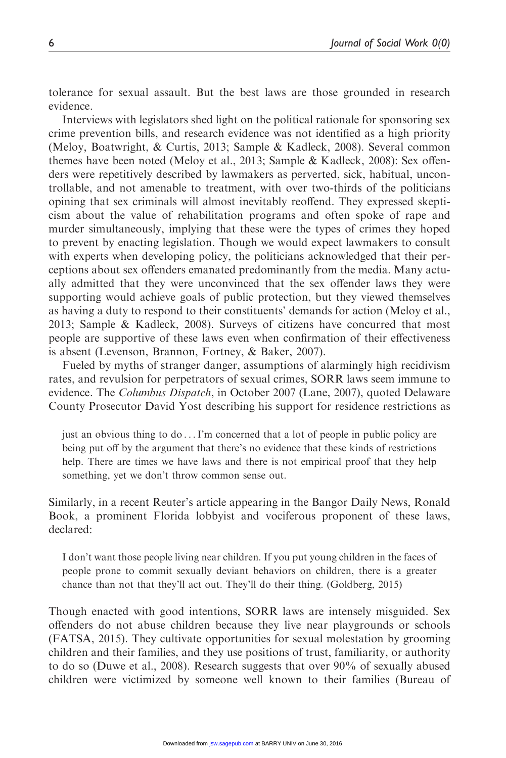tolerance for sexual assault. But the best laws are those grounded in research evidence.

Interviews with legislators shed light on the political rationale for sponsoring sex crime prevention bills, and research evidence was not identified as a high priority (Meloy, Boatwright, & Curtis, 2013; Sample & Kadleck, 2008). Several common themes have been noted (Meloy et al., 2013; Sample & Kadleck, 2008): Sex offenders were repetitively described by lawmakers as perverted, sick, habitual, uncontrollable, and not amenable to treatment, with over two-thirds of the politicians opining that sex criminals will almost inevitably reoffend. They expressed skepticism about the value of rehabilitation programs and often spoke of rape and murder simultaneously, implying that these were the types of crimes they hoped to prevent by enacting legislation. Though we would expect lawmakers to consult with experts when developing policy, the politicians acknowledged that their perceptions about sex offenders emanated predominantly from the media. Many actually admitted that they were unconvinced that the sex offender laws they were supporting would achieve goals of public protection, but they viewed themselves as having a duty to respond to their constituents' demands for action (Meloy et al., 2013; Sample & Kadleck, 2008). Surveys of citizens have concurred that most people are supportive of these laws even when confirmation of their effectiveness is absent (Levenson, Brannon, Fortney, & Baker, 2007).

Fueled by myths of stranger danger, assumptions of alarmingly high recidivism rates, and revulsion for perpetrators of sexual crimes, SORR laws seem immune to evidence. The *Columbus Dispatch*, in October 2007 (Lane, 2007), quoted Delaware County Prosecutor David Yost describing his support for residence restrictions as

> just an obvious thing to do ... I'm concerned that a lot of people in public policy are being put off by the argument that there's no evidence that these kinds of restrictions help. There are times we have laws and there is not empirical proof that they help something, yet we don't throw common sense out.

Similarly, in a recent Reuter's article appearing in the Bangor Daily News, Ronald Book, a prominent Florida lobbyist and vociferous proponent of these laws, declared:

> I don't want those people living near children. If you put young children in the faces of people prone to commit sexually deviant behaviors on children, there is a greater chance than not that they'll act out. They'll do their thing. (Goldberg, 2015)

Though enacted with good intentions, SORR laws are intensely misguided. Sex offenders do not abuse children because they live near playgrounds or schools (FATSA, 2015). They cultivate opportunities for sexual molestation by grooming children and their families, and they use positions of trust, familiarity, or authority to do so (Duwe et al., 2008). Research suggests that over 90% of sexually abused children were victimized by someone well known to their families (Bureau of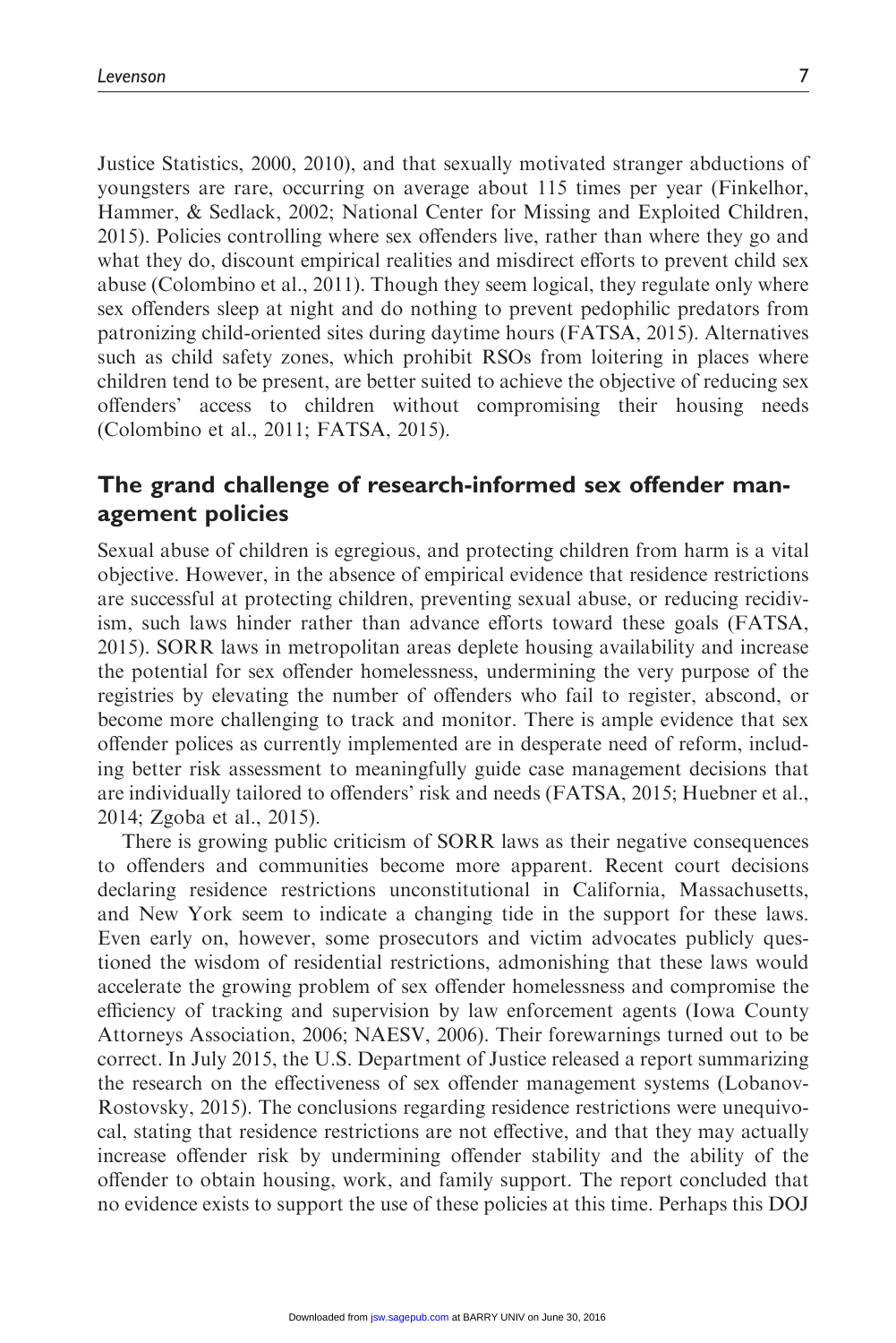Justice Statistics, 2000, 2010), and that sexually motivated stranger abductions of youngsters are rare, occurring on average about 115 times per year (Finkelhor, Hammer, & Sedlack, 2002; National Center for Missing and Exploited Children, 2015). Policies controlling where sex offenders live, rather than where they go and what they do, discount empirical realities and misdirect efforts to prevent child sex abuse (Colombino et al., 2011). Though they seem logical, they regulate only where sex offenders sleep at night and do nothing to prevent pedophilic predators from patronizing child-oriented sites during daytime hours (FATSA, 2015). Alternatives such as child safety zones, which prohibit RSOs from loitering in places where children tend to be present, are better suited to achieve the objective of reducing sex offenders' access to children without compromising their housing needs (Colombino et al., 2011; FATSA, 2015).

## The grand challenge of research-informed sex offender management policies

Sexual abuse of children is egregious, and protecting children from harm is a vital objective. However, in the absence of empirical evidence that residence restrictions are successful at protecting children, preventing sexual abuse, or reducing recidivism, such laws hinder rather than advance efforts toward these goals (FATSA, 2015). SORR laws in metropolitan areas deplete housing availability and increase the potential for sex offender homelessness, undermining the very purpose of the registries by elevating the number of offenders who fail to register, abscond, or become more challenging to track and monitor. There is ample evidence that sex offender polices as currently implemented are in desperate need of reform, including better risk assessment to meaningfully guide case management decisions that are individually tailored to offenders' risk and needs (FATSA, 2015; Huebner et al., 2014; Zgoba et al., 2015).

There is growing public criticism of SORR laws as their negative consequences to offenders and communities become more apparent. Recent court decisions declaring residence restrictions unconstitutional in California, Massachusetts, and New York seem to indicate a changing tide in the support for these laws. Even early on, however, some prosecutors and victim advocates publicly questioned the wisdom of residential restrictions, admonishing that these laws would accelerate the growing problem of sex offender homelessness and compromise the efficiency of tracking and supervision by law enforcement agents (Iowa County Attorneys Association, 2006; NAESV, 2006). Their forewarnings turned out to be correct. In July 2015, the U.S. Department of Justice released a report summarizing the research on the effectiveness of sex offender management systems (Lobanov-Rostovsky, 2015). The conclusions regarding residence restrictions were unequivocal, stating that residence restrictions are not effective, and that they may actually increase offender risk by undermining offender stability and the ability of the offender to obtain housing, work, and family support. The report concluded that no evidence exists to support the use of these policies at this time. Perhaps this DOJ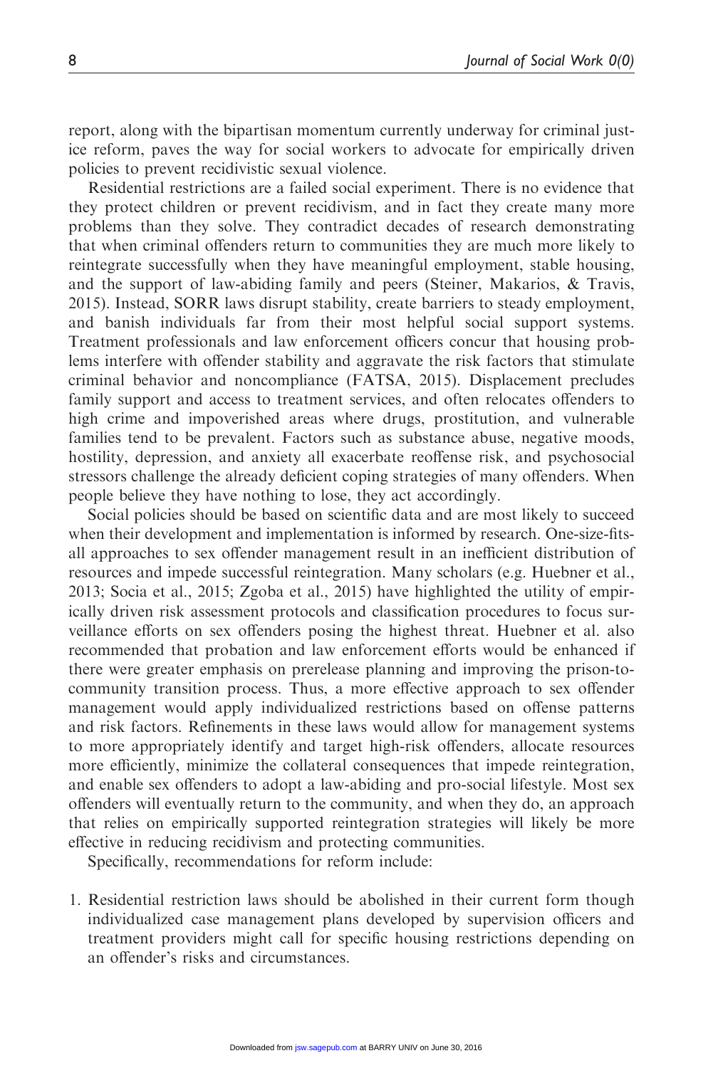report, along with the bipartisan momentum currently underway for criminal justice reform, paves the way for social workers to advocate for empirically driven policies to prevent recidivistic sexual violence.

Residential restrictions are a failed social experiment. There is no evidence that they protect children or prevent recidivism, and in fact they create many more problems than they solve. They contradict decades of research demonstrating that when criminal offenders return to communities they are much more likely to reintegrate successfully when they have meaningful employment, stable housing, and the support of law-abiding family and peers (Steiner, Makarios, & Travis, 2015). Instead, SORR laws disrupt stability, create barriers to steady employment, and banish individuals far from their most helpful social support systems. Treatment professionals and law enforcement officers concur that housing problems interfere with offender stability and aggravate the risk factors that stimulate criminal behavior and noncompliance (FATSA, 2015). Displacement precludes family support and access to treatment services, and often relocates offenders to high crime and impoverished areas where drugs, prostitution, and vulnerable families tend to be prevalent. Factors such as substance abuse, negative moods, hostility, depression, and anxiety all exacerbate reoffense risk, and psychosocial stressors challenge the already deficient coping strategies of many offenders. When people believe they have nothing to lose, they act accordingly.

Social policies should be based on scientific data and are most likely to succeed when their development and implementation is informed by research. One-size-fits-all approaches to sex offender management result in an inefficient distribution of resources and impede successful reintegration. Many scholars (e.g. Huebner et al., 2013; Socia et al., 2015; Zgoba et al., 2015) have highlighted the utility of empirically driven risk assessment protocols and classification procedures to focus surveillance efforts on sex offenders posing the highest threat. Huebner et al. also recommended that probation and law enforcement efforts would be enhanced if there were greater emphasis on prerelease planning and improving the prison-to-community transition process. Thus, a more effective approach to sex offender management would apply individualized restrictions based on offense patterns and risk factors. Refinements in these laws would allow for management systems to more appropriately identify and target high-risk offenders, allocate resources more efficiently, minimize the collateral consequences that impede reintegration, and enable sex offenders to adopt a law-abiding and pro-social lifestyle. Most sex offenders will eventually return to the community, and when they do, an approach that relies on empirically supported reintegration strategies will likely be more effective in reducing recidivism and protecting communities.

Specifically, recommendations for reform include:

1. Residential restriction laws should be abolished in their current form though individualized case management plans developed by supervision officers and treatment providers might call for specific housing restrictions depending on an offender's risks and circumstances.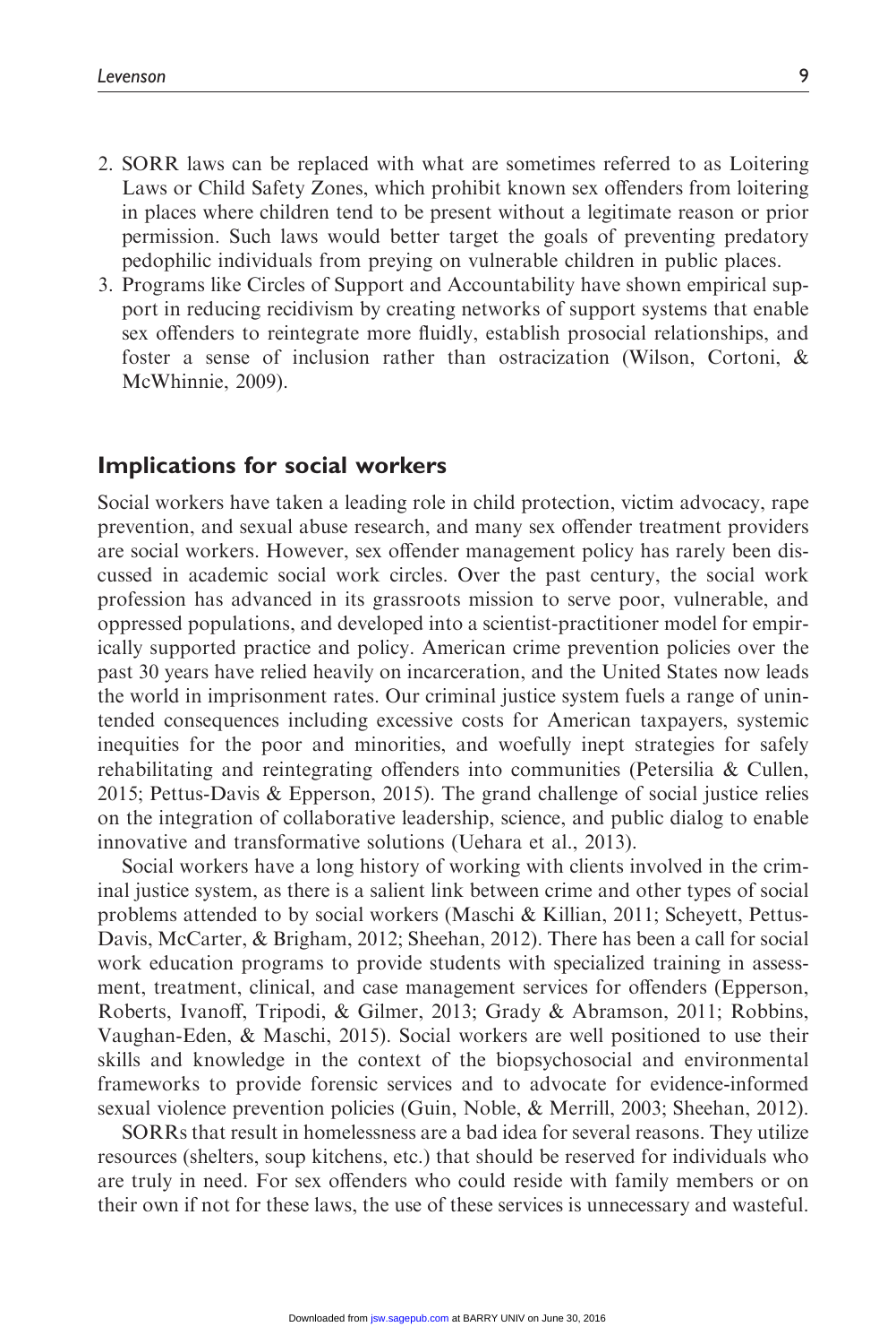2. SORR laws can be replaced with what are sometimes referred to as Loitering Laws or Child Safety Zones, which prohibit known sex offenders from loitering in places where children tend to be present without a legitimate reason or prior permission. Such laws would better target the goals of preventing predatory pedophilic individuals from preying on vulnerable children in public places.
3. Programs like Circles of Support and Accountability have shown empirical support in reducing recidivism by creating networks of support systems that enable sex offenders to reintegrate more fluidly, establish prosocial relationships, and foster a sense of inclusion rather than ostracization (Wilson, Cortoni, & McWhinnie, 2009).

## Implications for social workers

Social workers have taken a leading role in child protection, victim advocacy, rape prevention, and sexual abuse research, and many sex offender treatment providers are social workers. However, sex offender management policy has rarely been discussed in academic social work circles. Over the past century, the social work profession has advanced in its grassroots mission to serve poor, vulnerable, and oppressed populations, and developed into a scientist-practitioner model for empirically supported practice and policy. American crime prevention policies over the past 30 years have relied heavily on incarceration, and the United States now leads the world in imprisonment rates. Our criminal justice system fuels a range of unintended consequences including excessive costs for American taxpayers, systemic inequities for the poor and minorities, and woefully inept strategies for safely rehabilitating and reintegrating offenders into communities (Petersilia & Cullen, 2015; Pettus-Davis & Epperson, 2015). The grand challenge of social justice relies on the integration of collaborative leadership, science, and public dialog to enable innovative and transformative solutions (Uehara et al., 2013).

Social workers have a long history of working with clients involved in the criminal justice system, as there is a salient link between crime and other types of social problems attended to by social workers (Maschi & Killian, 2011; Scheyett, Pettus-Davis, McCarter, & Brigham, 2012; Sheehan, 2012). There has been a call for social work education programs to provide students with specialized training in assessment, treatment, clinical, and case management services for offenders (Epperson, Roberts, Ivanoff, Tripodi, & Gilmer, 2013; Grady & Abramson, 2011; Robbins, Vaughan-Eden, & Maschi, 2015). Social workers are well positioned to use their skills and knowledge in the context of the biopsychosocial and environmental frameworks to provide forensic services and to advocate for evidence-informed sexual violence prevention policies (Guin, Noble, & Merrill, 2003; Sheehan, 2012).

SORRs that result in homelessness are a bad idea for several reasons. They utilize resources (shelters, soup kitchens, etc.) that should be reserved for individuals who are truly in need. For sex offenders who could reside with family members or on their own if not for these laws, the use of these services is unnecessary and wasteful.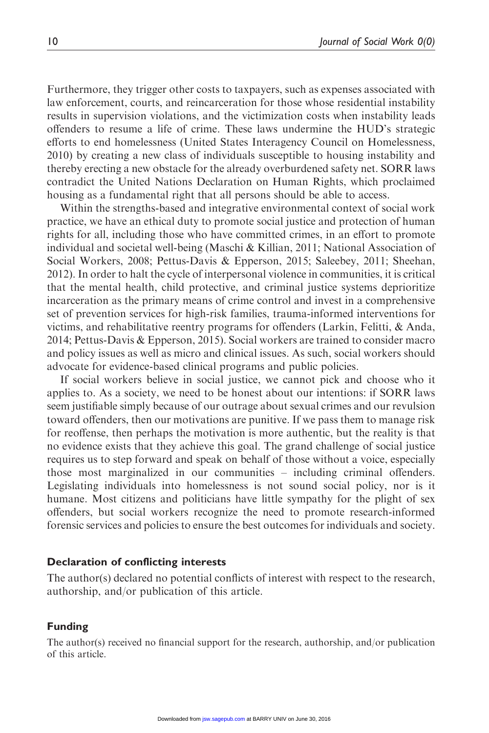Furthermore, they trigger other costs to taxpayers, such as expenses associated with law enforcement, courts, and reincarceration for those whose residential instability results in supervision violations, and the victimization costs when instability leads offenders to resume a life of crime. These laws undermine the HUD's strategic efforts to end homelessness (United States Interagency Council on Homelessness, 2010) by creating a new class of individuals susceptible to housing instability and thereby erecting a new obstacle for the already overburdened safety net. SORR laws contradict the United Nations Declaration on Human Rights, which proclaimed housing as a fundamental right that all persons should be able to access.

Within the strengths-based and integrative environmental context of social work practice, we have an ethical duty to promote social justice and protection of human rights for all, including those who have committed crimes, in an effort to promote individual and societal well-being (Maschi & Killian, 2011; National Association of Social Workers, 2008; Pettus-Davis & Epperson, 2015; Saleebey, 2011; Sheehan, 2012). In order to halt the cycle of interpersonal violence in communities, it is critical that the mental health, child protective, and criminal justice systems deprioritize incarceration as the primary means of crime control and invest in a comprehensive set of prevention services for high-risk families, trauma-informed interventions for victims, and rehabilitative reentry programs for offenders (Larkin, Felitti, & Anda, 2014; Pettus-Davis & Epperson, 2015). Social workers are trained to consider macro and policy issues as well as micro and clinical issues. As such, social workers should advocate for evidence-based clinical programs and public policies.

If social workers believe in social justice, we cannot pick and choose who it applies to. As a society, we need to be honest about our intentions: if SORR laws seem justifiable simply because of our outrage about sexual crimes and our revulsion toward offenders, then our motivations are punitive. If we pass them to manage risk for reoffense, then perhaps the motivation is more authentic, but the reality is that no evidence exists that they achieve this goal. The grand challenge of social justice requires us to step forward and speak on behalf of those without a voice, especially those most marginalized in our communities – including criminal offenders. Legislating individuals into homelessness is not sound social policy, nor is it humane. Most citizens and politicians have little sympathy for the plight of sex offenders, but social workers recognize the need to promote research-informed forensic services and policies to ensure the best outcomes for individuals and society.

### Declaration of conflicting interests

The author(s) declared no potential conflicts of interest with respect to the research, authorship, and/or publication of this article.

### Funding

The author(s) received no financial support for the research, authorship, and/or publication of this article.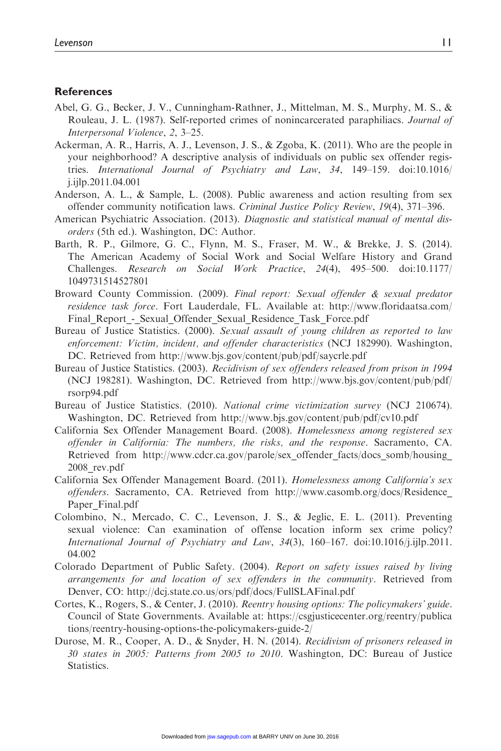## References

Abel, G. G., Becker, J. V., Cunningham-Rathner, J., Mittelman, M. S., Murphy, M. S., & Rouleau, J. L. (1987). Self-reported crimes of nonincarcerated paraphiliacs. *Journal of Interpersonal Violence*, *2*, 3–25.

Ackerman, A. R., Harris, A. J., Levenson, J. S., & Zgoba, K. (2011). Who are the people in your neighborhood? A descriptive analysis of individuals on public sex offender registries. *International Journal of Psychiatry and Law*, *34*, 149–159. doi:10.1016/j.ijlp.2011.04.001

Anderson, A. L., & Sample, L. (2008). Public awareness and action resulting from sex offender community notification laws. *Criminal Justice Policy Review*, *19*(4), 371–396.

American Psychiatric Association. (2013). *Diagnostic and statistical manual of mental disorders* (5th ed.). Washington, DC: Author.

Barth, R. P., Gilmore, G. C., Flynn, M. S., Fraser, M. W., & Brekke, J. S. (2014). The American Academy of Social Work and Social Welfare History and Grand Challenges. *Research on Social Work Practice*, *24*(4), 495–500. doi:10.1177/1049731514527801

Broward County Commission. (2009). *Final report: Sexual offender & sexual predator residence task force*. Fort Lauderdale, FL. Available at: http://www.floridaatsa.com/Final_Report_-_Sexual_Offender_Sexual_Residence_Task_Force.pdf

Bureau of Justice Statistics. (2000). *Sexual assault of young children as reported to law enforcement: Victim, incident, and offender characteristics* (NCJ 182990). Washington, DC. Retrieved from http://www.bjs.gov/content/pub/pdf/saycrle.pdf

Bureau of Justice Statistics. (2003). *Recidivism of sex offenders released from prison in 1994* (NCJ 198281). Washington, DC. Retrieved from http://www.bjs.gov/content/pub/pdf/rsorp94.pdf

Bureau of Justice Statistics. (2010). *National crime victimization survey* (NCJ 210674). Washington, DC. Retrieved from http://www.bjs.gov/content/pub/pdf/cv10.pdf

California Sex Offender Management Board. (2008). *Homelessness among registered sex offender in California: The numbers, the risks, and the response*. Sacramento, CA. Retrieved from http://www.cdcr.ca.gov/parole/sex_offender_facts/docs_somb/housing_2008_rev.pdf

California Sex Offender Management Board. (2011). *Homelessness among California's sex offenders*. Sacramento, CA. Retrieved from http://www.casomb.org/docs/Residence_Paper_Final.pdf

Colombino, N., Mercado, C. C., Levenson, J. S., & Jeglic, E. L. (2011). Preventing sexual violence: Can examination of offense location inform sex crime policy? *International Journal of Psychiatry and Law*, *34*(3), 160–167. doi:10.1016/j.ijlp.2011.04.002

Colorado Department of Public Safety. (2004). *Report on safety issues raised by living arrangements for and location of sex offenders in the community*. Retrieved from Denver, CO: http://dcj.state.co.us/ors/pdf/docs/FullSLAFinal.pdf

Cortes, K., Rogers, S., & Center, J. (2010). *Reentry housing options: The policymakers' guide*. Council of State Governments. Available at: https://csgjusticecenter.org/reentry/publications/reentry-housing-options-the-policymakers-guide-2/

Durose, M. R., Cooper, A. D., & Snyder, H. N. (2014). *Recidivism of prisoners released in 30 states in 2005: Patterns from 2005 to 2010*. Washington, DC: Bureau of Justice Statistics.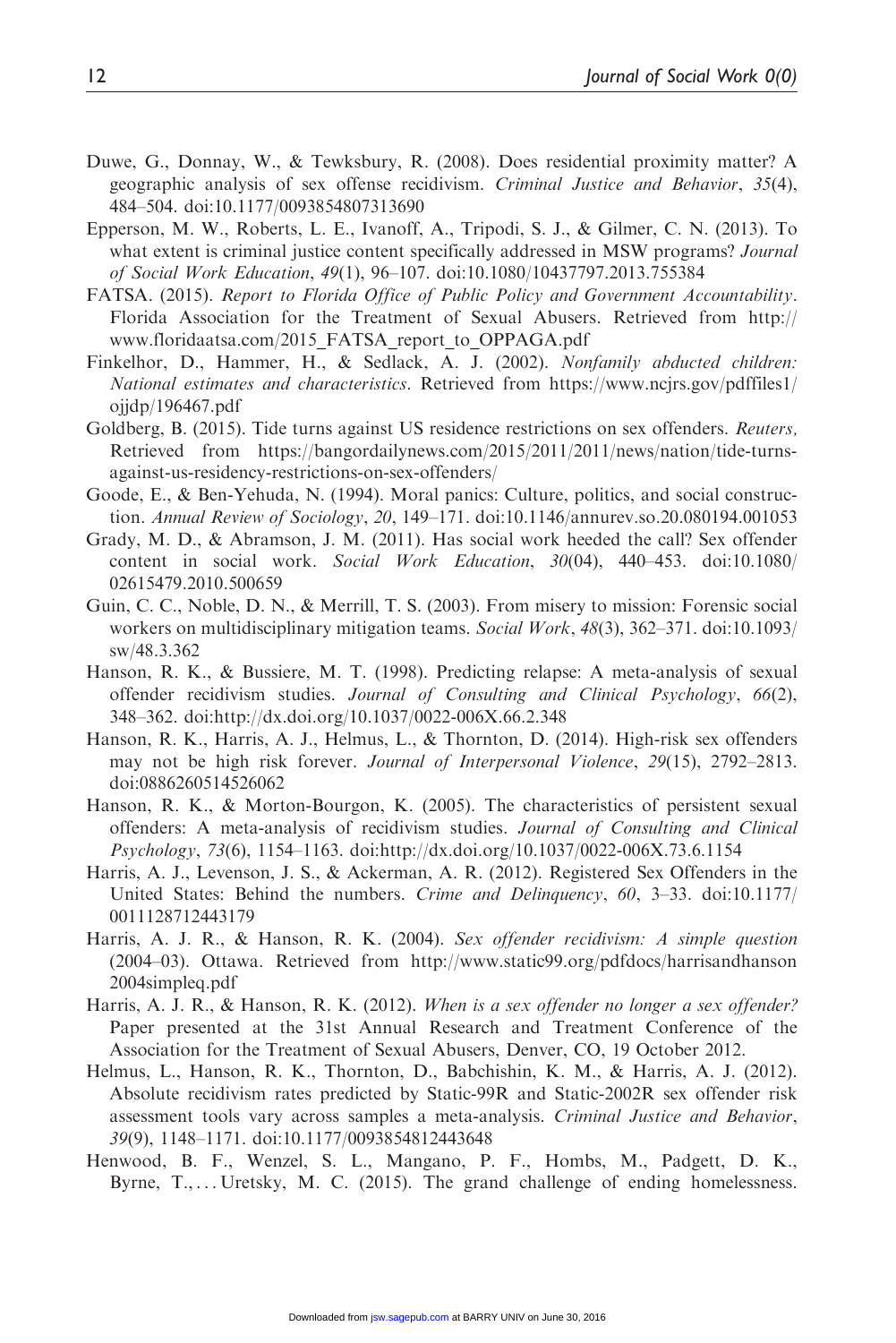Duwe, G., Donnay, W., & Tewksbury, R. (2008). Does residential proximity matter? A geographic analysis of sex offense recidivism. *Criminal Justice and Behavior*, *35*(4), 484–504. doi:10.1177/0093854807313690

Epperson, M. W., Roberts, L. E., Ivanoff, A., Tripodi, S. J., & Gilmer, C. N. (2013). To what extent is criminal justice content specifically addressed in MSW programs? *Journal of Social Work Education*, *49*(1), 96–107. doi:10.1080/10437797.2013.755384

FATSA. (2015). *Report to Florida Office of Public Policy and Government Accountability*. Florida Association for the Treatment of Sexual Abusers. Retrieved from http://www.floridaatsa.com/2015_FATSA_report_to_OPPAGA.pdf

Finkelhor, D., Hammer, H., & Sedlack, A. J. (2002). *Nonfamily abducted children: National estimates and characteristics*. Retrieved from https://www.ncjrs.gov/pdffiles1/ojjdp/196467.pdf

Goldberg, B. (2015). Tide turns against US residence restrictions on sex offenders. *Reuters,* Retrieved from https://bangordailynews.com/2015/2011/2011/news/nation/tide-turns-against-us-residency-restrictions-on-sex-offenders/

Goode, E., & Ben-Yehuda, N. (1994). Moral panics: Culture, politics, and social construction. *Annual Review of Sociology*, *20*, 149–171. doi:10.1146/annurev.so.20.080194.001053

Grady, M. D., & Abramson, J. M. (2011). Has social work heeded the call? Sex offender content in social work. *Social Work Education*, *30*(04), 440–453. doi:10.1080/02615479.2010.500659

Guin, C. C., Noble, D. N., & Merrill, T. S. (2003). From misery to mission: Forensic social workers on multidisciplinary mitigation teams. *Social Work*, *48*(3), 362–371. doi:10.1093/sw/48.3.362

Hanson, R. K., & Bussiere, M. T. (1998). Predicting relapse: A meta-analysis of sexual offender recidivism studies. *Journal of Consulting and Clinical Psychology*, *66*(2), 348–362. doi:http://dx.doi.org/10.1037/0022-006X.66.2.348

Hanson, R. K., Harris, A. J., Helmus, L., & Thornton, D. (2014). High-risk sex offenders may not be high risk forever. *Journal of Interpersonal Violence*, *29*(15), 2792–2813. doi:0886260514526062

Hanson, R. K., & Morton-Bourgon, K. (2005). The characteristics of persistent sexual offenders: A meta-analysis of recidivism studies. *Journal of Consulting and Clinical Psychology*, *73*(6), 1154–1163. doi:http://dx.doi.org/10.1037/0022-006X.73.6.1154

Harris, A. J., Levenson, J. S., & Ackerman, A. R. (2012). Registered Sex Offenders in the United States: Behind the numbers. *Crime and Delinquency*, *60*, 3–33. doi:10.1177/0011128712443179

Harris, A. J. R., & Hanson, R. K. (2004). *Sex offender recidivism: A simple question* (2004–03). Ottawa. Retrieved from http://www.static99.org/pdfdocs/harrisandhanson2004simpleq.pdf

Harris, A. J. R., & Hanson, R. K. (2012). *When is a sex offender no longer a sex offender?* Paper presented at the 31st Annual Research and Treatment Conference of the Association for the Treatment of Sexual Abusers, Denver, CO, 19 October 2012.

Helmus, L., Hanson, R. K., Thornton, D., Babchishin, K. M., & Harris, A. J. (2012). Absolute recidivism rates predicted by Static-99R and Static-2002R sex offender risk assessment tools vary across samples a meta-analysis. *Criminal Justice and Behavior*, *39*(9), 1148–1171. doi:10.1177/0093854812443648

Henwood, B. F., Wenzel, S. L., Mangano, P. F., Hombs, M., Padgett, D. K., Byrne, T., . . . Uretsky, M. C. (2015). The grand challenge of ending homelessness.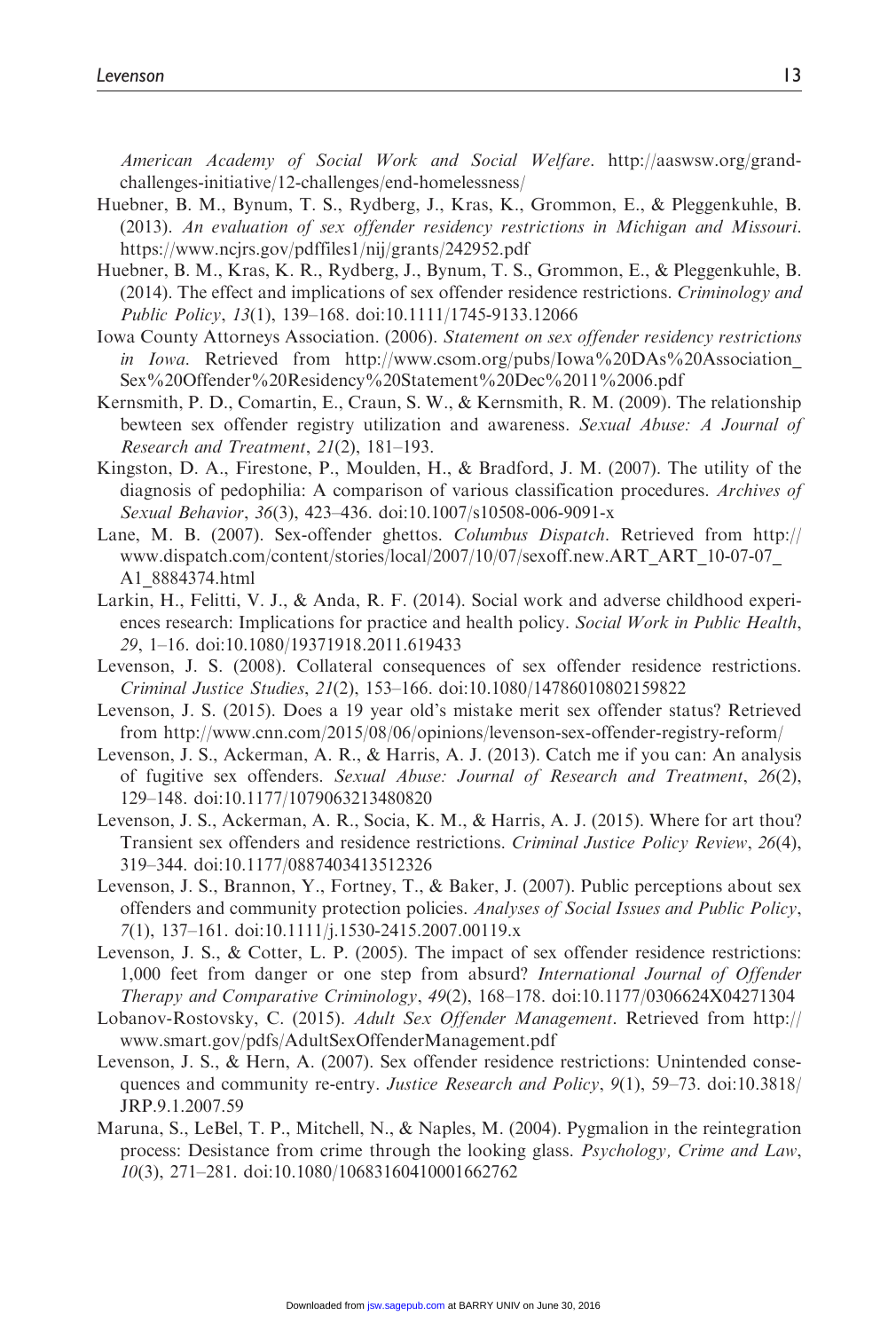*American Academy of Social Work and Social Welfare*. http://aaswsw.org/grand-challenges-initiative/12-challenges/end-homelessness/

Huebner, B. M., Bynum, T. S., Rydberg, J., Kras, K., Grommon, E., & Pleggenkuhle, B. (2013). *An evaluation of sex offender residency restrictions in Michigan and Missouri*. https://www.ncjrs.gov/pdffiles1/nij/grants/242952.pdf

Huebner, B. M., Kras, K. R., Rydberg, J., Bynum, T. S., Grommon, E., & Pleggenkuhle, B. (2014). The effect and implications of sex offender residence restrictions. *Criminology and Public Policy*, *13*(1), 139–168. doi:10.1111/1745-9133.12066

Iowa County Attorneys Association. (2006). *Statement on sex offender residency restrictions in Iowa*. Retrieved from http://www.csom.org/pubs/Iowa%20DAs%20Association_Sex%20Offender%20Residency%20Statement%20Dec%2011%2006.pdf

Kernsmith, P. D., Comartin, E., Craun, S. W., & Kernsmith, R. M. (2009). The relationship bewteen sex offender registry utilization and awareness. *Sexual Abuse: A Journal of Research and Treatment*, *21*(2), 181–193.

Kingston, D. A., Firestone, P., Moulden, H., & Bradford, J. M. (2007). The utility of the diagnosis of pedophilia: A comparison of various classification procedures. *Archives of Sexual Behavior*, *36*(3), 423–436. doi:10.1007/s10508-006-9091-x

Lane, M. B. (2007). Sex-offender ghettos. *Columbus Dispatch*. Retrieved from http://www.dispatch.com/content/stories/local/2007/10/07/sexoff.new.ART_ART_10-07-07_A1_8884374.html

Larkin, H., Felitti, V. J., & Anda, R. F. (2014). Social work and adverse childhood experiences research: Implications for practice and health policy. *Social Work in Public Health*, *29*, 1–16. doi:10.1080/19371918.2011.619433

Levenson, J. S. (2008). Collateral consequences of sex offender residence restrictions. *Criminal Justice Studies*, *21*(2), 153–166. doi:10.1080/14786010802159822

Levenson, J. S. (2015). Does a 19 year old's mistake merit sex offender status? Retrieved from http://www.cnn.com/2015/08/06/opinions/levenson-sex-offender-registry-reform/

Levenson, J. S., Ackerman, A. R., & Harris, A. J. (2013). Catch me if you can: An analysis of fugitive sex offenders. *Sexual Abuse: Journal of Research and Treatment*, *26*(2), 129–148. doi:10.1177/1079063213480820

Levenson, J. S., Ackerman, A. R., Socia, K. M., & Harris, A. J. (2015). Where for art thou? Transient sex offenders and residence restrictions. *Criminal Justice Policy Review*, *26*(4), 319–344. doi:10.1177/0887403413512326

Levenson, J. S., Brannon, Y., Fortney, T., & Baker, J. (2007). Public perceptions about sex offenders and community protection policies. *Analyses of Social Issues and Public Policy*, *7*(1), 137–161. doi:10.1111/j.1530-2415.2007.00119.x

Levenson, J. S., & Cotter, L. P. (2005). The impact of sex offender residence restrictions: 1,000 feet from danger or one step from absurd? *International Journal of Offender Therapy and Comparative Criminology*, *49*(2), 168–178. doi:10.1177/0306624X04271304

Lobanov-Rostovsky, C. (2015). *Adult Sex Offender Management*. Retrieved from http://www.smart.gov/pdfs/AdultSexOffenderManagement.pdf

Levenson, J. S., & Hern, A. (2007). Sex offender residence restrictions: Unintended consequences and community re-entry. *Justice Research and Policy*, *9*(1), 59–73. doi:10.3818/JRP.9.1.2007.59

Maruna, S., LeBel, T. P., Mitchell, N., & Naples, M. (2004). Pygmalion in the reintegration process: Desistance from crime through the looking glass. *Psychology, Crime and Law*, *10*(3), 271–281. doi:10.1080/10683160410001662762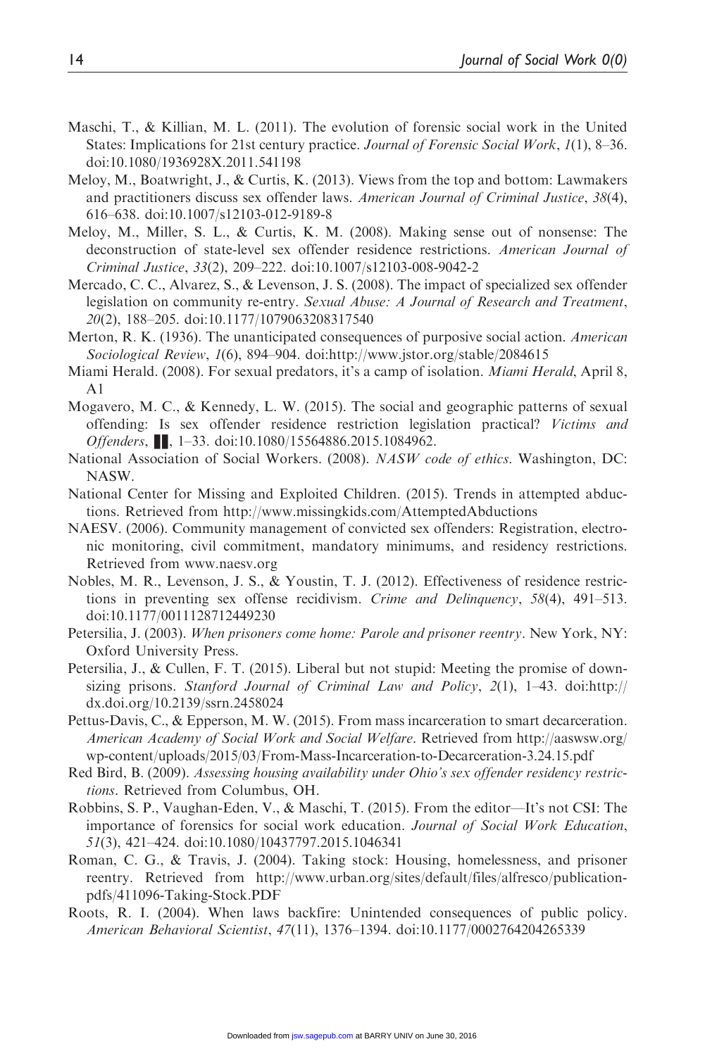Maschi, T., & Killian, M. L. (2011). The evolution of forensic social work in the United States: Implications for 21st century practice. *Journal of Forensic Social Work*, *1*(1), 8–36. doi:10.1080/1936928X.2011.541198

Meloy, M., Boatwright, J., & Curtis, K. (2013). Views from the top and bottom: Lawmakers and practitioners discuss sex offender laws. *American Journal of Criminal Justice*, *38*(4), 616–638. doi:10.1007/s12103-012-9189-8

Meloy, M., Miller, S. L., & Curtis, K. M. (2008). Making sense out of nonsense: The deconstruction of state-level sex offender residence restrictions. *American Journal of Criminal Justice*, *33*(2), 209–222. doi:10.1007/s12103-008-9042-2

Mercado, C. C., Alvarez, S., & Levenson, J. S. (2008). The impact of specialized sex offender legislation on community re-entry. *Sexual Abuse: A Journal of Research and Treatment*, *20*(2), 188–205. doi:10.1177/1079063208317540

Merton, R. K. (1936). The unanticipated consequences of purposive social action. *American Sociological Review*, *1*(6), 894–904. doi:http://www.jstor.org/stable/2084615

Miami Herald. (2008). For sexual predators, it's a camp of isolation. *Miami Herald*, April 8, A1

Mogavero, M. C., & Kennedy, L. W. (2015). The social and geographic patterns of sexual offending: Is sex offender residence restriction legislation practical? *Victims and Offenders*, ██, 1–33. doi:10.1080/15564886.2015.1084962.

National Association of Social Workers. (2008). *NASW code of ethics*. Washington, DC: NASW.

National Center for Missing and Exploited Children. (2015). Trends in attempted abductions. Retrieved from http://www.missingkids.com/AttemptedAbductions

NAESV. (2006). Community management of convicted sex offenders: Registration, electronic monitoring, civil commitment, mandatory minimums, and residency restrictions. Retrieved from www.naesv.org

Nobles, M. R., Levenson, J. S., & Youstin, T. J. (2012). Effectiveness of residence restrictions in preventing sex offense recidivism. *Crime and Delinquency*, *58*(4), 491–513. doi:10.1177/0011128712449230

Petersilia, J. (2003). *When prisoners come home: Parole and prisoner reentry*. New York, NY: Oxford University Press.

Petersilia, J., & Cullen, F. T. (2015). Liberal but not stupid: Meeting the promise of downsizing prisons. *Stanford Journal of Criminal Law and Policy*, *2*(1), 1–43. doi:http://dx.doi.org/10.2139/ssrn.2458024

Pettus-Davis, C., & Epperson, M. W. (2015). From mass incarceration to smart decarceration. *American Academy of Social Work and Social Welfare*. Retrieved from http://aaswsw.org/wp-content/uploads/2015/03/From-Mass-Incarceration-to-Decarceration-3.24.15.pdf

Red Bird, B. (2009). *Assessing housing availability under Ohio's sex offender residency restrictions*. Retrieved from Columbus, OH.

Robbins, S. P., Vaughan-Eden, V., & Maschi, T. (2015). From the editor—It's not CSI: The importance of forensics for social work education. *Journal of Social Work Education*, *51*(3), 421–424. doi:10.1080/10437797.2015.1046341

Roman, C. G., & Travis, J. (2004). Taking stock: Housing, homelessness, and prisoner reentry. Retrieved from http://www.urban.org/sites/default/files/alfresco/publication-pdfs/411096-Taking-Stock.PDF

Roots, R. I. (2004). When laws backfire: Unintended consequences of public policy. *American Behavioral Scientist*, *47*(11), 1376–1394. doi:10.1177/0002764204265339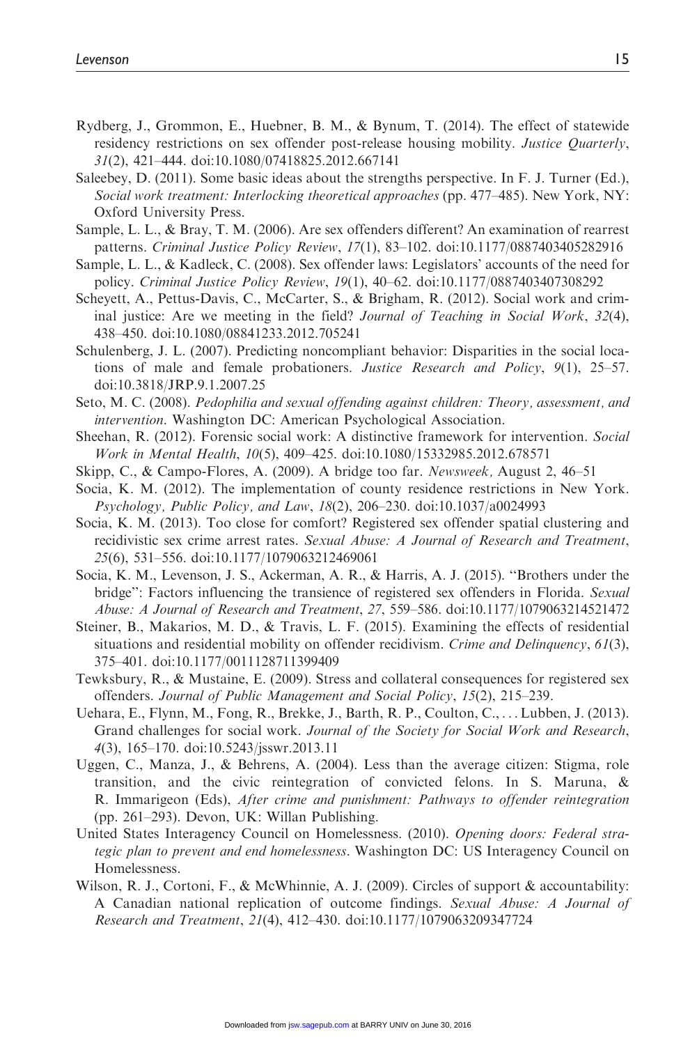Rydberg, J., Grommon, E., Huebner, B. M., & Bynum, T. (2014). The effect of statewide residency restrictions on sex offender post-release housing mobility. *Justice Quarterly*, *31*(2), 421–444. doi:10.1080/07418825.2012.667141

Saleebey, D. (2011). Some basic ideas about the strengths perspective. In F. J. Turner (Ed.), *Social work treatment: Interlocking theoretical approaches* (pp. 477–485). New York, NY: Oxford University Press.

Sample, L. L., & Bray, T. M. (2006). Are sex offenders different? An examination of rearrest patterns. *Criminal Justice Policy Review*, *17*(1), 83–102. doi:10.1177/0887403405282916

Sample, L. L., & Kadleck, C. (2008). Sex offender laws: Legislators' accounts of the need for policy. *Criminal Justice Policy Review*, *19*(1), 40–62. doi:10.1177/0887403407308292

Scheyett, A., Pettus-Davis, C., McCarter, S., & Brigham, R. (2012). Social work and criminal justice: Are we meeting in the field? *Journal of Teaching in Social Work*, *32*(4), 438–450. doi:10.1080/08841233.2012.705241

Schulenberg, J. L. (2007). Predicting noncompliant behavior: Disparities in the social locations of male and female probationers. *Justice Research and Policy*, *9*(1), 25–57. doi:10.3818/JRP.9.1.2007.25

Seto, M. C. (2008). *Pedophilia and sexual offending against children: Theory, assessment, and intervention*. Washington DC: American Psychological Association.

Sheehan, R. (2012). Forensic social work: A distinctive framework for intervention. *Social Work in Mental Health*, *10*(5), 409–425. doi:10.1080/15332985.2012.678571

Skipp, C., & Campo-Flores, A. (2009). A bridge too far. *Newsweek*, August 2, 46–51

Socia, K. M. (2012). The implementation of county residence restrictions in New York. *Psychology, Public Policy, and Law*, *18*(2), 206–230. doi:10.1037/a0024993

Socia, K. M. (2013). Too close for comfort? Registered sex offender spatial clustering and recidivistic sex crime arrest rates. *Sexual Abuse: A Journal of Research and Treatment*, *25*(6), 531–556. doi:10.1177/1079063212469061

Socia, K. M., Levenson, J. S., Ackerman, A. R., & Harris, A. J. (2015). "Brothers under the bridge": Factors influencing the transience of registered sex offenders in Florida. *Sexual Abuse: A Journal of Research and Treatment*, *27*, 559–586. doi:10.1177/1079063214521472

Steiner, B., Makarios, M. D., & Travis, L. F. (2015). Examining the effects of residential situations and residential mobility on offender recidivism. *Crime and Delinquency*, *61*(3), 375–401. doi:10.1177/0011128711399409

Tewksbury, R., & Mustaine, E. (2009). Stress and collateral consequences for registered sex offenders. *Journal of Public Management and Social Policy*, *15*(2), 215–239.

Uehara, E., Flynn, M., Fong, R., Brekke, J., Barth, R. P., Coulton, C., ... Lubben, J. (2013). Grand challenges for social work. *Journal of the Society for Social Work and Research*, *4*(3), 165–170. doi:10.5243/jsswr.2013.11

Uggen, C., Manza, J., & Behrens, A. (2004). Less than the average citizen: Stigma, role transition, and the civic reintegration of convicted felons. In S. Maruna, & R. Immarigeon (Eds), *After crime and punishment: Pathways to offender reintegration* (pp. 261–293). Devon, UK: Willan Publishing.

United States Interagency Council on Homelessness. (2010). *Opening doors: Federal strategic plan to prevent and end homelessness*. Washington DC: US Interagency Council on Homelessness.

Wilson, R. J., Cortoni, F., & McWhinnie, A. J. (2009). Circles of support & accountability: A Canadian national replication of outcome findings. *Sexual Abuse: A Journal of Research and Treatment*, *21*(4), 412–430. doi:10.1177/1079063209347724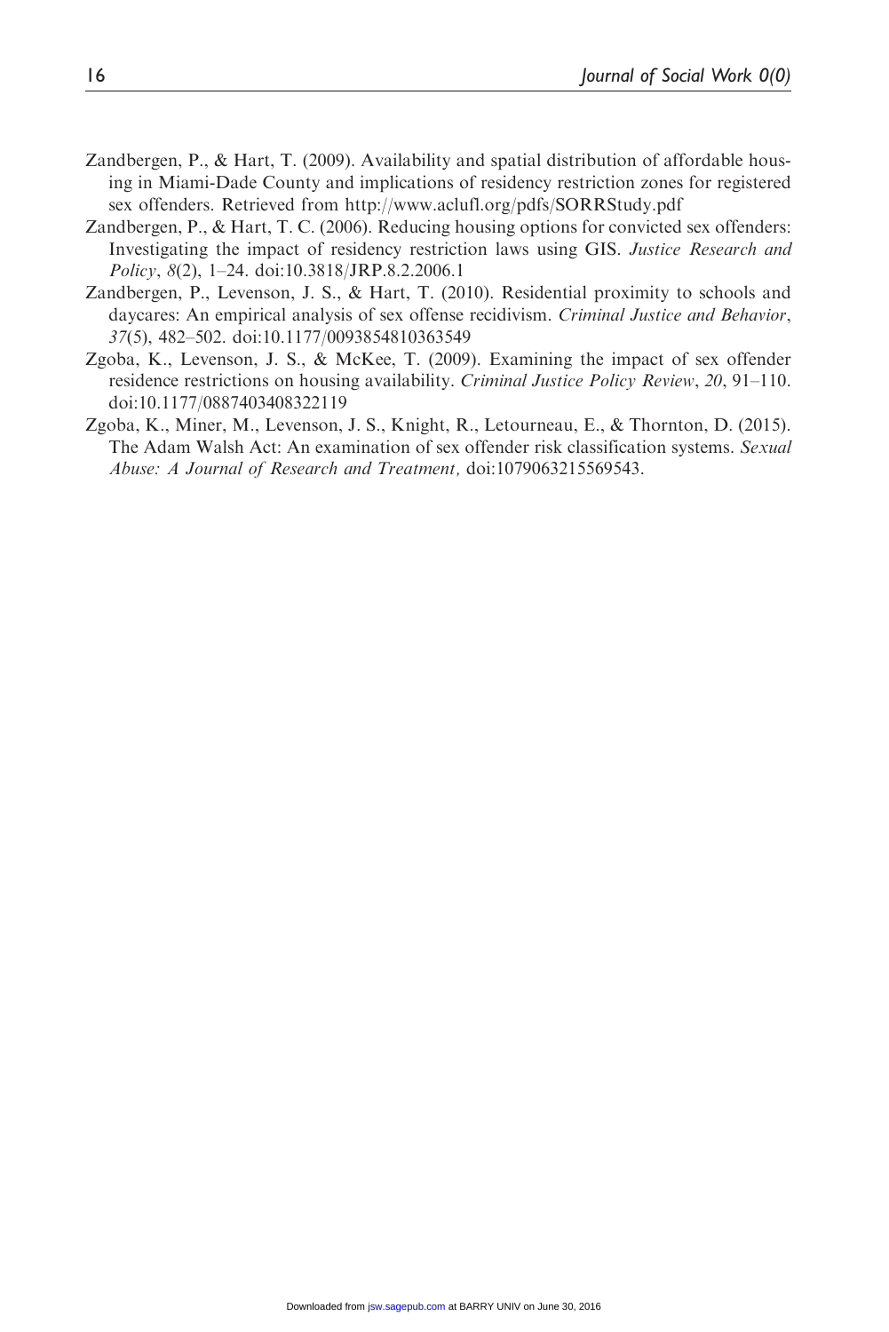Zandbergen, P., & Hart, T. (2009). Availability and spatial distribution of affordable housing in Miami-Dade County and implications of residency restriction zones for registered sex offenders. Retrieved from http://www.aclufl.org/pdfs/SORRStudy.pdf

Zandbergen, P., & Hart, T. C. (2006). Reducing housing options for convicted sex offenders: Investigating the impact of residency restriction laws using GIS. *Justice Research and Policy*, *8*(2), 1–24. doi:10.3818/JRP.8.2.2006.1

Zandbergen, P., Levenson, J. S., & Hart, T. (2010). Residential proximity to schools and daycares: An empirical analysis of sex offense recidivism. *Criminal Justice and Behavior*, *37*(5), 482–502. doi:10.1177/0093854810363549

Zgoba, K., Levenson, J. S., & McKee, T. (2009). Examining the impact of sex offender residence restrictions on housing availability. *Criminal Justice Policy Review*, *20*, 91–110. doi:10.1177/0887403408322119

Zgoba, K., Miner, M., Levenson, J. S., Knight, R., Letourneau, E., & Thornton, D. (2015). The Adam Walsh Act: An examination of sex offender risk classification systems. *Sexual Abuse: A Journal of Research and Treatment*, doi:1079063215569543.